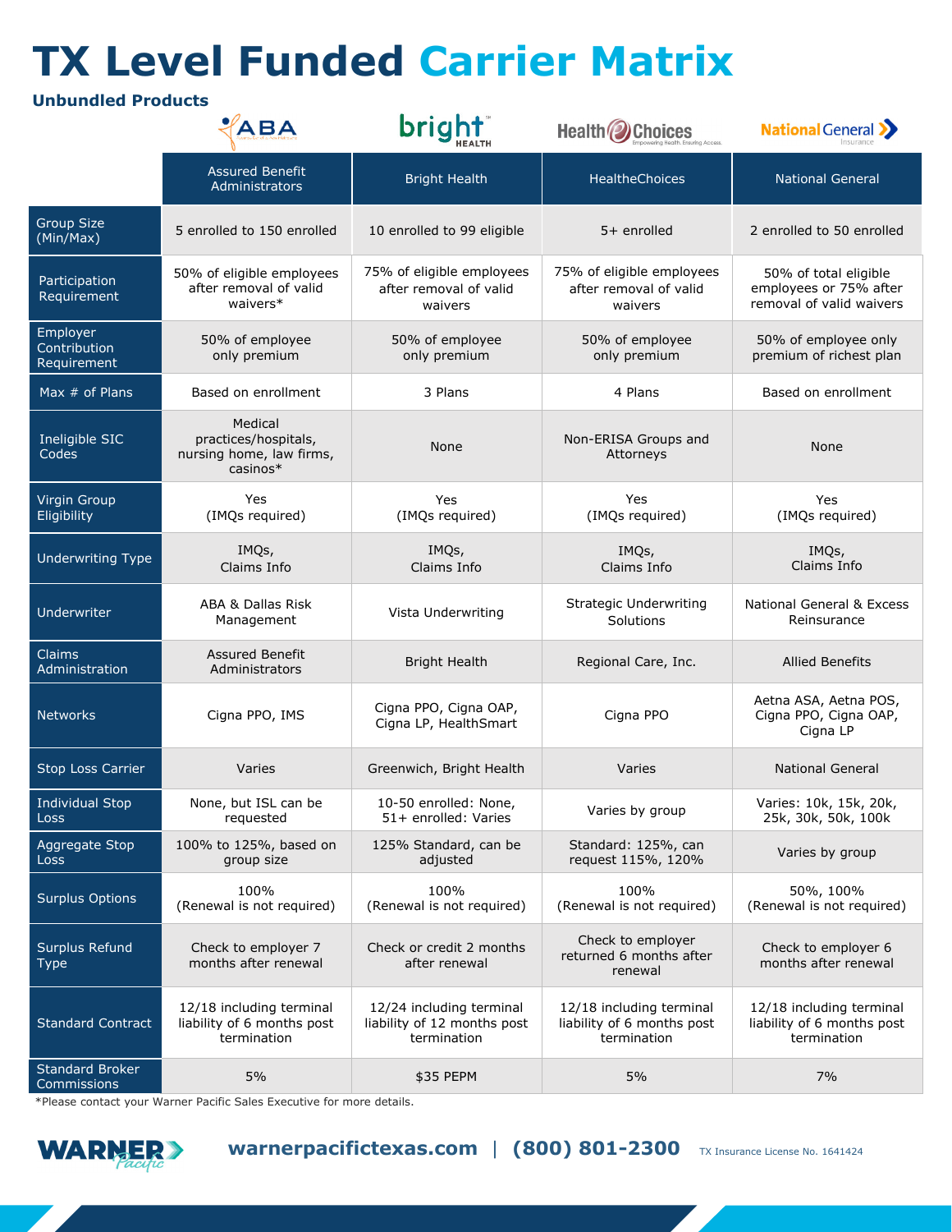# TX Level Funded Carrier Matrix

### Unbundled Products

| | Assured Benefit Administrators | Bright Health | HealtheChoices | National General |
|---|---|---|---|---|
| Group Size (Min/Max) | 5 enrolled to 150 enrolled | 10 enrolled to 99 eligible | 5+ enrolled | 2 enrolled to 50 enrolled |
| Participation Requirement | 50% of eligible employees after removal of valid waivers* | 75% of eligible employees after removal of valid waivers | 75% of eligible employees after removal of valid waivers | 50% of total eligible employees or 75% after removal of valid waivers |
| Employer Contribution Requirement | 50% of employee only premium | 50% of employee only premium | 50% of employee only premium | 50% of employee only premium of richest plan |
| Max # of Plans | Based on enrollment | 3 Plans | 4 Plans | Based on enrollment |
| Ineligible SIC Codes | Medical practices/hospitals, nursing home, law firms, casinos* | None | Non-ERISA Groups and Attorneys | None |
| Virgin Group Eligibility | Yes (IMQs required) | Yes (IMQs required) | Yes (IMQs required) | Yes (IMQs required) |
| Underwriting Type | IMQs, Claims Info | IMQs, Claims Info | IMQs, Claims Info | IMQs, Claims Info |
| Underwriter | ABA & Dallas Risk Management | Vista Underwriting | Strategic Underwriting Solutions | National General & Excess Reinsurance |
| Claims Administration | Assured Benefit Administrators | Bright Health | Regional Care, Inc. | Allied Benefits |
| Networks | Cigna PPO, IMS | Cigna PPO, Cigna OAP, Cigna LP, HealthSmart | Cigna PPO | Aetna ASA, Aetna POS, Cigna PPO, Cigna OAP, Cigna LP |
| Stop Loss Carrier | Varies | Greenwich, Bright Health | Varies | National General |
| Individual Stop Loss | None, but ISL can be requested | 10-50 enrolled: None, 51+ enrolled: Varies | Varies by group | Varies: 10k, 15k, 20k, 25k, 30k, 50k, 100k |
| Aggregate Stop Loss | 100% to 125%, based on group size | 125% Standard, can be adjusted | Standard: 125%, can request 115%, 120% | Varies by group |
| Surplus Options | 100% (Renewal is not required) | 100% (Renewal is not required) | 100% (Renewal is not required) | 50%, 100% (Renewal is not required) |
| Surplus Refund Type | Check to employer 7 months after renewal | Check or credit 2 months after renewal | Check to employer returned 6 months after renewal | Check to employer 6 months after renewal |
| Standard Contract | 12/18 including terminal liability of 6 months post termination | 12/24 including terminal liability of 12 months post termination | 12/18 including terminal liability of 6 months post termination | 12/18 including terminal liability of 6 months post termination |
| Standard Broker Commissions | 5% | $35 PEPM | 5% | 7% |

*Please contact your Warner Pacific Sales Executive for more details.

warnerpacifictexas.com | (800) 801-2300 TX Insurance License No. 1641424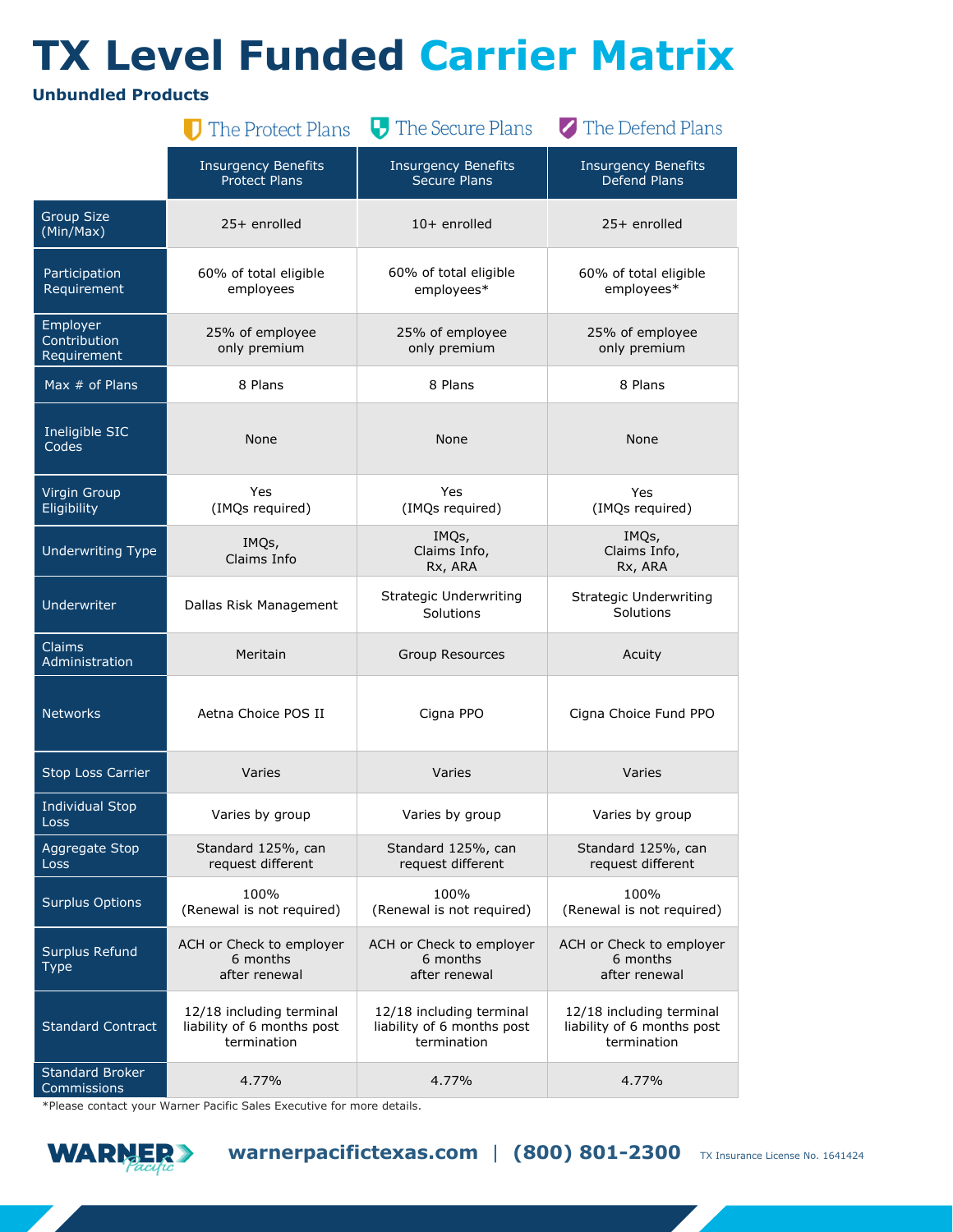# TX Level Funded Carrier Matrix

### Unbundled Products

| | The Protect Plans | The Secure Plans | The Defend Plans |
|---|---|---|---|
| | Insurgency Benefits Protect Plans | Insurgency Benefits Secure Plans | Insurgency Benefits Defend Plans |
| Group Size (Min/Max) | 25+ enrolled | 10+ enrolled | 25+ enrolled |
| Participation Requirement | 60% of total eligible employees | 60% of total eligible employees* | 60% of total eligible employees* |
| Employer Contribution Requirement | 25% of employee only premium | 25% of employee only premium | 25% of employee only premium |
| Max # of Plans | 8 Plans | 8 Plans | 8 Plans |
| Ineligible SIC Codes | None | None | None |
| Virgin Group Eligibility | Yes (IMQs required) | Yes (IMQs required) | Yes (IMQs required) |
| Underwriting Type | IMQs, Claims Info | IMQs, Claims Info, Rx, ARA | IMQs, Claims Info, Rx, ARA |
| Underwriter | Dallas Risk Management | Strategic Underwriting Solutions | Strategic Underwriting Solutions |
| Claims Administration | Meritain | Group Resources | Acuity |
| Networks | Aetna Choice POS II | Cigna PPO | Cigna Choice Fund PPO |
| Stop Loss Carrier | Varies | Varies | Varies |
| Individual Stop Loss | Varies by group | Varies by group | Varies by group |
| Aggregate Stop Loss | Standard 125%, can request different | Standard 125%, can request different | Standard 125%, can request different |
| Surplus Options | 100% (Renewal is not required) | 100% (Renewal is not required) | 100% (Renewal is not required) |
| Surplus Refund Type | ACH or Check to employer 6 months after renewal | ACH or Check to employer 6 months after renewal | ACH or Check to employer 6 months after renewal |
| Standard Contract | 12/18 including terminal liability of 6 months post termination | 12/18 including terminal liability of 6 months post termination | 12/18 including terminal liability of 6 months post termination |
| Standard Broker Commissions | 4.77% | 4.77% | 4.77% |

*Please contact your Warner Pacific Sales Executive for more details.

WARNER Pacific | warnerpacifictexas.com | (800) 801-2300 | TX Insurance License No. 1641424